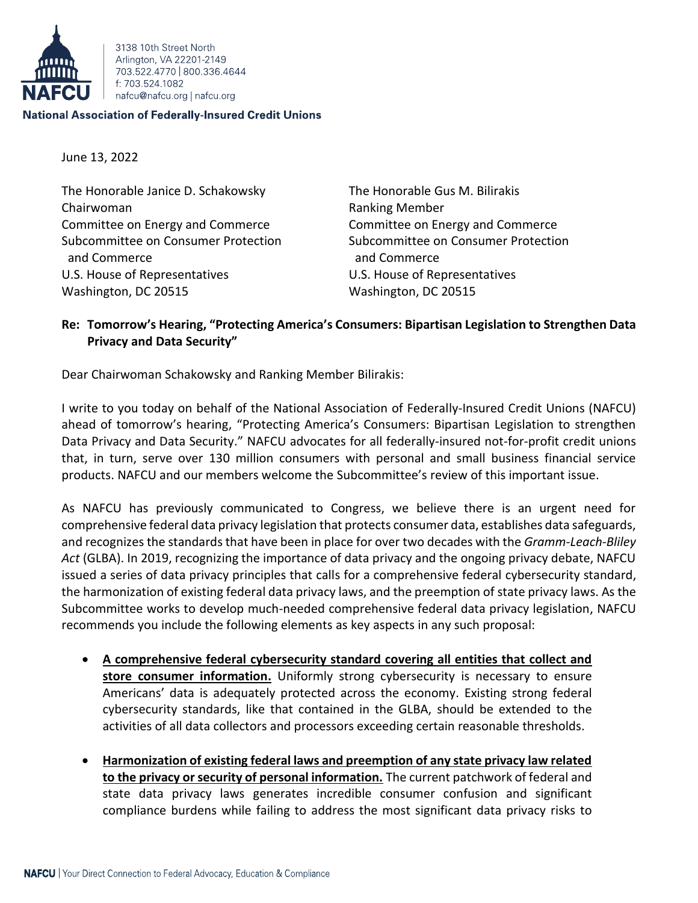3138 10th Street North
Arlington, VA 22201-2149
703.522.4770 | 800.336.4644
f: 703.524.1082
nafcu@nafcu.org | nafcu.org

**National Association of Federally-Insured Credit Unions**

June 13, 2022

The Honorable Janice D. Schakowsky
Chairwoman
Committee on Energy and Commerce
Subcommittee on Consumer Protection and Commerce
U.S. House of Representatives
Washington, DC 20515

The Honorable Gus M. Bilirakis
Ranking Member
Committee on Energy and Commerce
Subcommittee on Consumer Protection and Commerce
U.S. House of Representatives
Washington, DC 20515

**Re: Tomorrow's Hearing, "Protecting America's Consumers: Bipartisan Legislation to Strengthen Data Privacy and Data Security"**

Dear Chairwoman Schakowsky and Ranking Member Bilirakis:

I write to you today on behalf of the National Association of Federally-Insured Credit Unions (NAFCU) ahead of tomorrow's hearing, "Protecting America's Consumers: Bipartisan Legislation to strengthen Data Privacy and Data Security." NAFCU advocates for all federally-insured not-for-profit credit unions that, in turn, serve over 130 million consumers with personal and small business financial service products. NAFCU and our members welcome the Subcommittee's review of this important issue.

As NAFCU has previously communicated to Congress, we believe there is an urgent need for comprehensive federal data privacy legislation that protects consumer data, establishes data safeguards, and recognizes the standards that have been in place for over two decades with the *Gramm-Leach-Bliley Act* (GLBA). In 2019, recognizing the importance of data privacy and the ongoing privacy debate, NAFCU issued a series of data privacy principles that calls for a comprehensive federal cybersecurity standard, the harmonization of existing federal data privacy laws, and the preemption of state privacy laws. As the Subcommittee works to develop much-needed comprehensive federal data privacy legislation, NAFCU recommends you include the following elements as key aspects in any such proposal:

- **A comprehensive federal cybersecurity standard covering all entities that collect and store consumer information.** Uniformly strong cybersecurity is necessary to ensure Americans' data is adequately protected across the economy. Existing strong federal cybersecurity standards, like that contained in the GLBA, should be extended to the activities of all data collectors and processors exceeding certain reasonable thresholds.

- **Harmonization of existing federal laws and preemption of any state privacy law related to the privacy or security of personal information.** The current patchwork of federal and state data privacy laws generates incredible consumer confusion and significant compliance burdens while failing to address the most significant data privacy risks to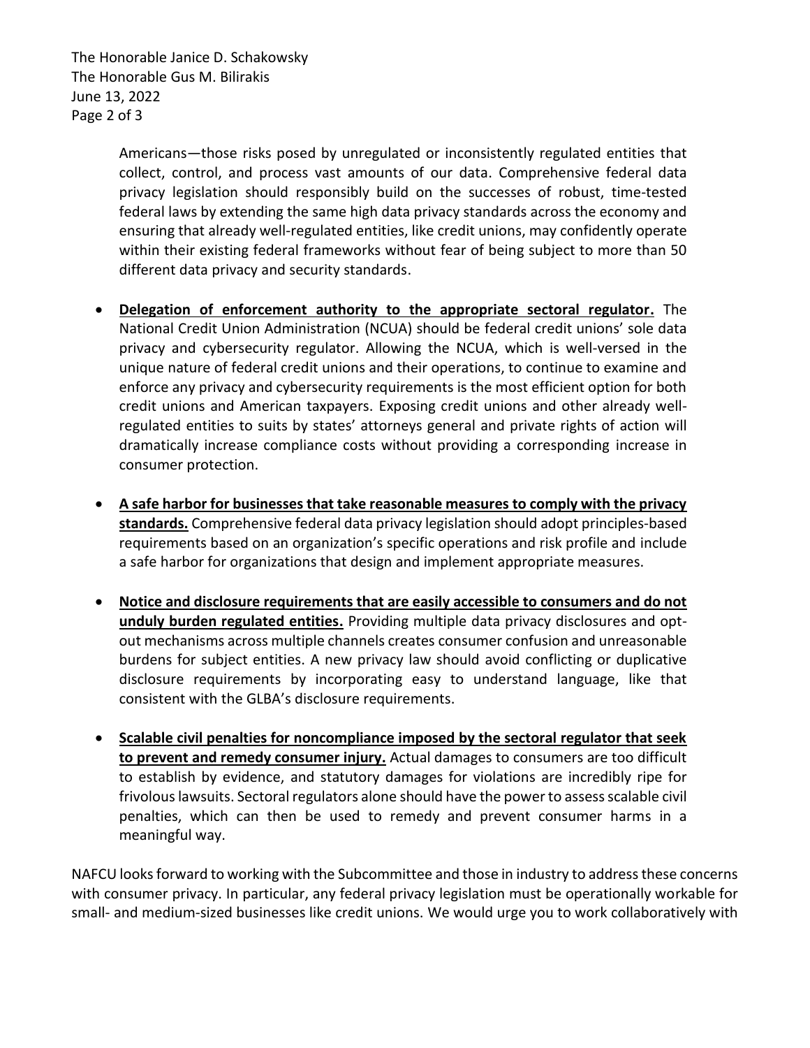Americans—those risks posed by unregulated or inconsistently regulated entities that collect, control, and process vast amounts of our data. Comprehensive federal data privacy legislation should responsibly build on the successes of robust, time-tested federal laws by extending the same high data privacy standards across the economy and ensuring that already well-regulated entities, like credit unions, may confidently operate within their existing federal frameworks without fear of being subject to more than 50 different data privacy and security standards.

- **Delegation of enforcement authority to the appropriate sectoral regulator.** The National Credit Union Administration (NCUA) should be federal credit unions' sole data privacy and cybersecurity regulator. Allowing the NCUA, which is well-versed in the unique nature of federal credit unions and their operations, to continue to examine and enforce any privacy and cybersecurity requirements is the most efficient option for both credit unions and American taxpayers. Exposing credit unions and other already well-regulated entities to suits by states' attorneys general and private rights of action will dramatically increase compliance costs without providing a corresponding increase in consumer protection.

- **A safe harbor for businesses that take reasonable measures to comply with the privacy standards.** Comprehensive federal data privacy legislation should adopt principles-based requirements based on an organization's specific operations and risk profile and include a safe harbor for organizations that design and implement appropriate measures.

- **Notice and disclosure requirements that are easily accessible to consumers and do not unduly burden regulated entities.** Providing multiple data privacy disclosures and opt-out mechanisms across multiple channels creates consumer confusion and unreasonable burdens for subject entities. A new privacy law should avoid conflicting or duplicative disclosure requirements by incorporating easy to understand language, like that consistent with the GLBA's disclosure requirements.

- **Scalable civil penalties for noncompliance imposed by the sectoral regulator that seek to prevent and remedy consumer injury.** Actual damages to consumers are too difficult to establish by evidence, and statutory damages for violations are incredibly ripe for frivolous lawsuits. Sectoral regulators alone should have the power to assess scalable civil penalties, which can then be used to remedy and prevent consumer harms in a meaningful way.

NAFCU looks forward to working with the Subcommittee and those in industry to address these concerns with consumer privacy. In particular, any federal privacy legislation must be operationally workable for small- and medium-sized businesses like credit unions. We would urge you to work collaboratively with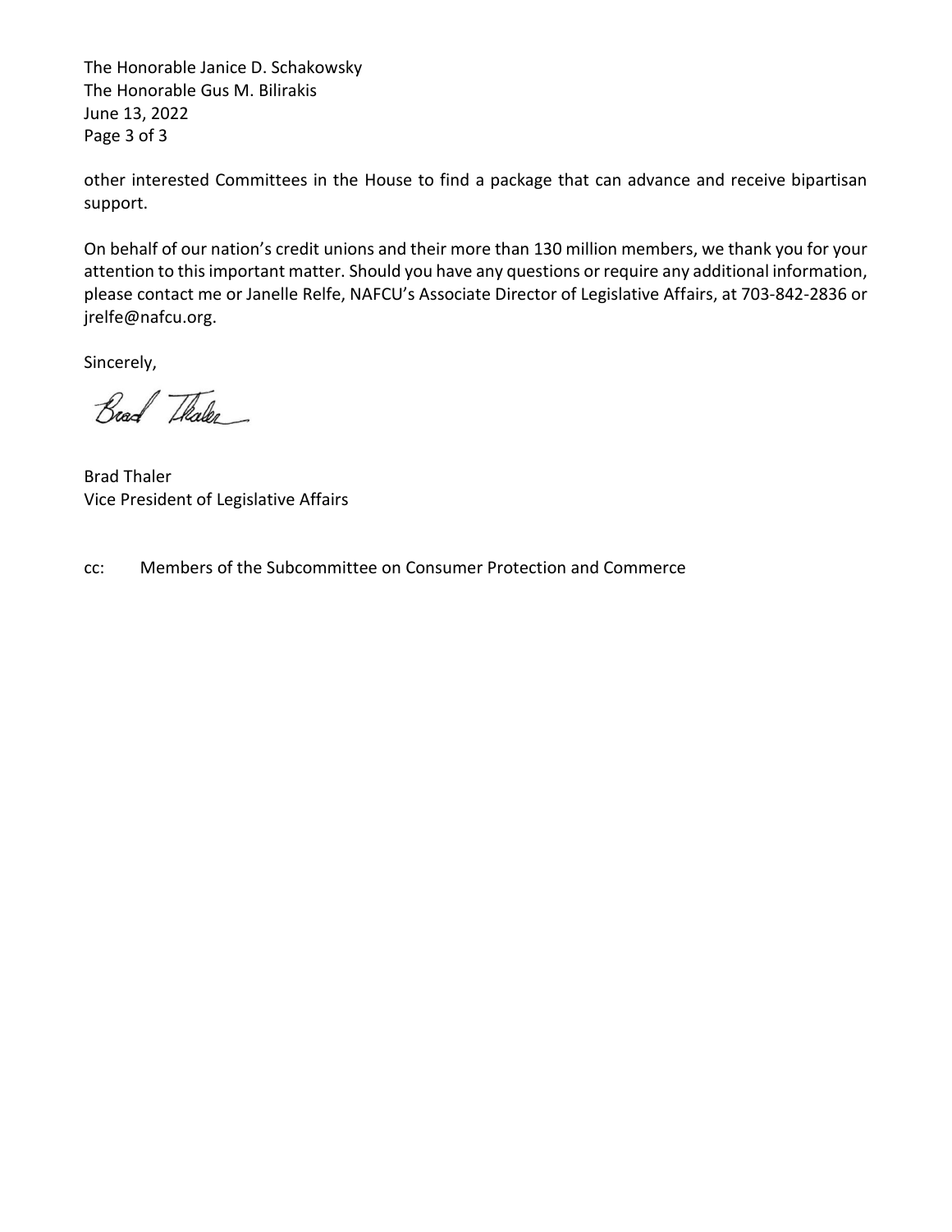other interested Committees in the House to find a package that can advance and receive bipartisan support.

On behalf of our nation's credit unions and their more than 130 million members, we thank you for your attention to this important matter. Should you have any questions or require any additional information, please contact me or Janelle Relfe, NAFCU's Associate Director of Legislative Affairs, at 703-842-2836 or jrelfe@nafcu.org.

Sincerely,

Brad Thaler

Brad Thaler
Vice President of Legislative Affairs

cc: Members of the Subcommittee on Consumer Protection and Commerce